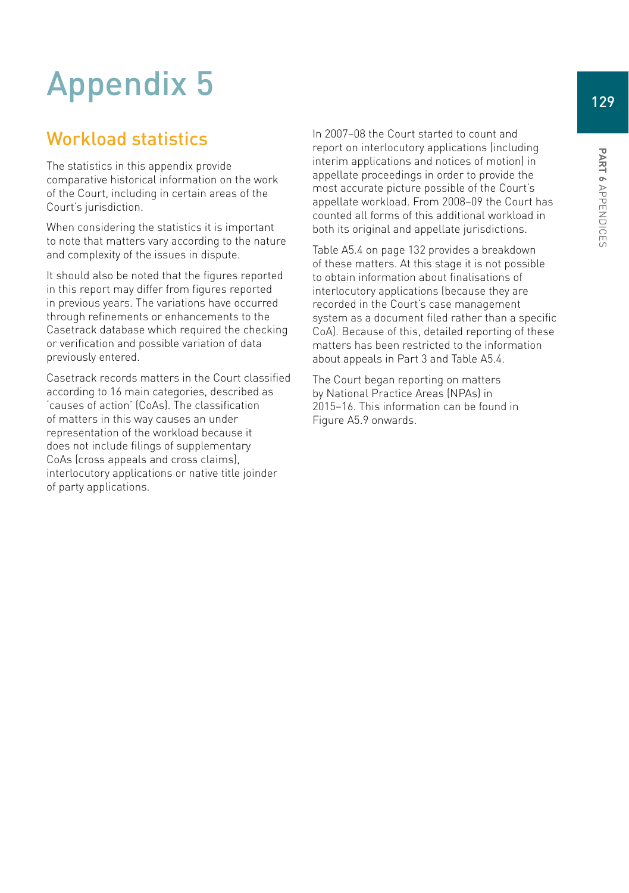# Appendix 5

## Workload statistics

The statistics in this appendix provide comparative historical information on the work of the Court, including in certain areas of the Court's jurisdiction.

When considering the statistics it is important to note that matters vary according to the nature and complexity of the issues in dispute.

It should also be noted that the figures reported in this report may differ from figures reported in previous years. The variations have occurred through refinements or enhancements to the Casetrack database which required the checking or verification and possible variation of data previously entered.

Casetrack records matters in the Court classified according to 16 main categories, described as 'causes of action' (CoAs). The classification of matters in this way causes an under representation of the workload because it does not include filings of supplementary CoAs (cross appeals and cross claims), interlocutory applications or native title joinder of party applications.

In 2007–08 the Court started to count and report on interlocutory applications (including interim applications and notices of motion) in appellate proceedings in order to provide the most accurate picture possible of the Court's appellate workload. From 2008–09 the Court has counted all forms of this additional workload in both its original and appellate jurisdictions.

Table A5.4 on page 132 provides a breakdown of these matters. At this stage it is not possible to obtain information about finalisations of interlocutory applications (because they are recorded in the Court's case management system as a document filed rather than a specific CoA). Because of this, detailed reporting of these matters has been restricted to the information about appeals in Part 3 and Table A5.4.

The Court began reporting on matters by National Practice Areas (NPAs) in 2015–16. This information can be found in Figure A5.9 onwards.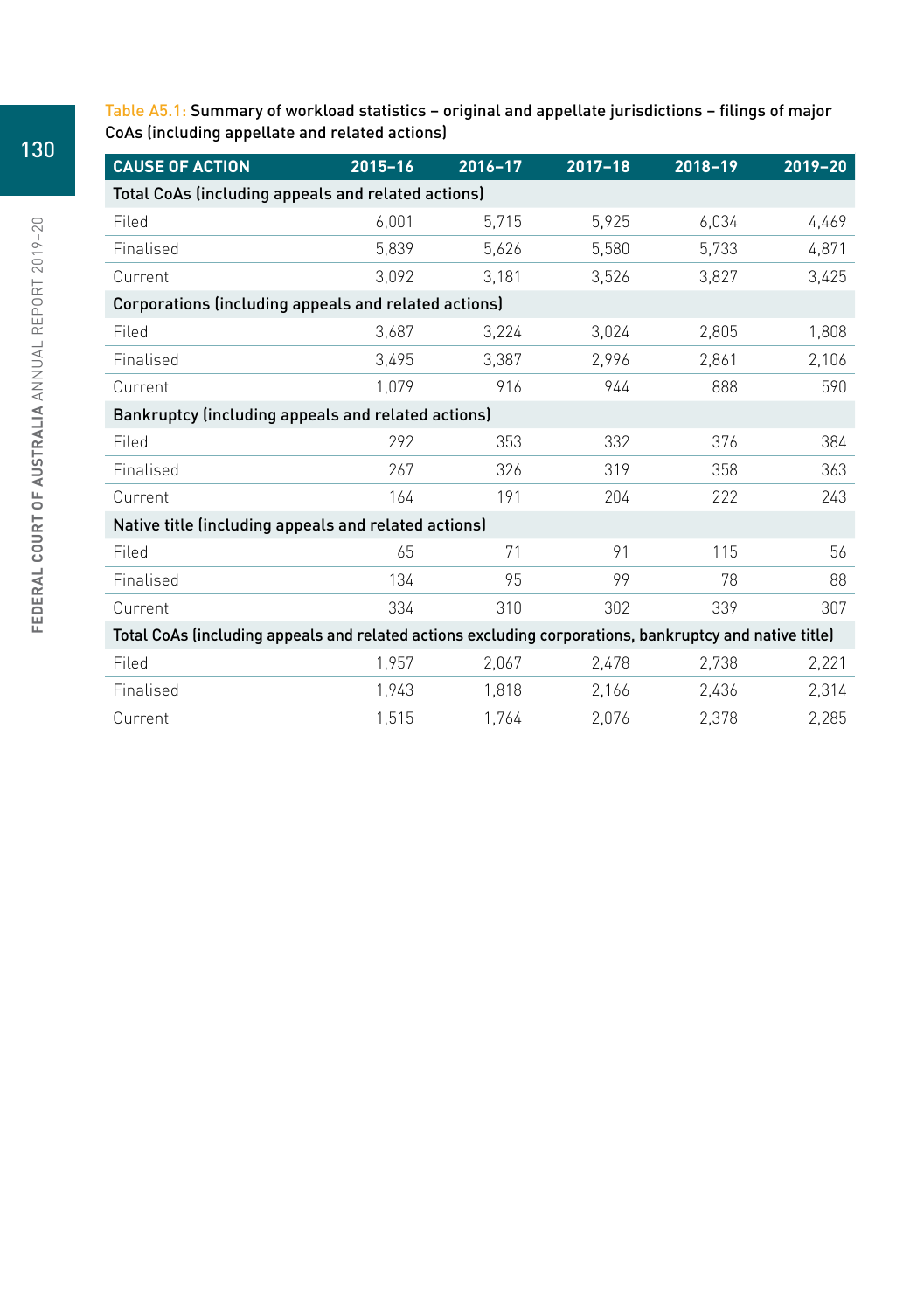Table A5.1: Summary of workload statistics – original and appellate jurisdictions – filings of major CoAs (including appellate and related actions)

| CAUSE OF ACTION | 2015–16 | 2016–17 | 2017–18 | 2018–19 | 2019–20 |
|---|---|---|---|---|---|
| Total CoAs (including appeals and related actions) | | | | | |
| Filed | 6,001 | 5,715 | 5,925 | 6,034 | 4,469 |
| Finalised | 5,839 | 5,626 | 5,580 | 5,733 | 4,871 |
| Current | 3,092 | 3,181 | 3,526 | 3,827 | 3,425 |
| Corporations (including appeals and related actions) | | | | | |
| Filed | 3,687 | 3,224 | 3,024 | 2,805 | 1,808 |
| Finalised | 3,495 | 3,387 | 2,996 | 2,861 | 2,106 |
| Current | 1,079 | 916 | 944 | 888 | 590 |
| Bankruptcy (including appeals and related actions) | | | | | |
| Filed | 292 | 353 | 332 | 376 | 384 |
| Finalised | 267 | 326 | 319 | 358 | 363 |
| Current | 164 | 191 | 204 | 222 | 243 |
| Native title (including appeals and related actions) | | | | | |
| Filed | 65 | 71 | 91 | 115 | 56 |
| Finalised | 134 | 95 | 99 | 78 | 88 |
| Current | 334 | 310 | 302 | 339 | 307 |
| Total CoAs (including appeals and related actions excluding corporations, bankruptcy and native title) | | | | | |
| Filed | 1,957 | 2,067 | 2,478 | 2,738 | 2,221 |
| Finalised | 1,943 | 1,818 | 2,166 | 2,436 | 2,314 |
| Current | 1,515 | 1,764 | 2,076 | 2,378 | 2,285 |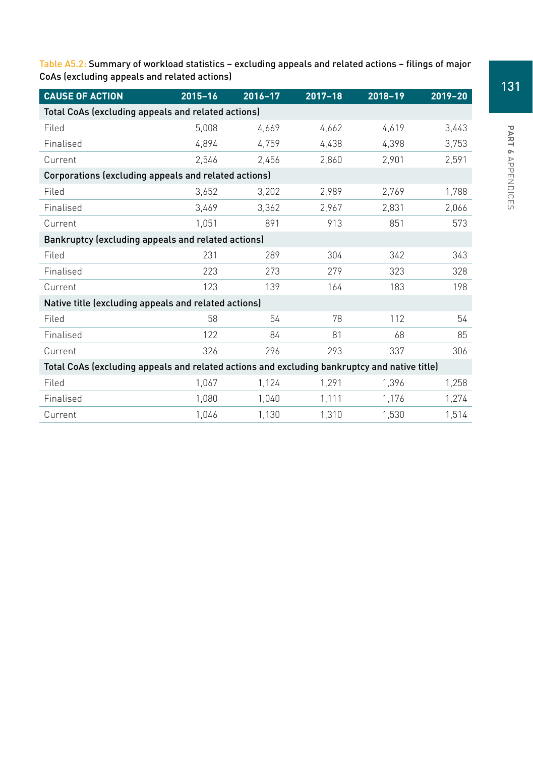Table A5.2: Summary of workload statistics – excluding appeals and related actions – filings of major CoAs (excluding appeals and related actions)

| CAUSE OF ACTION | 2015–16 | 2016–17 | 2017–18 | 2018–19 | 2019–20 |
|---|---|---|---|---|---|
| **Total CoAs (excluding appeals and related actions)** | | | | | |
| Filed | 5,008 | 4,669 | 4,662 | 4,619 | 3,443 |
| Finalised | 4,894 | 4,759 | 4,438 | 4,398 | 3,753 |
| Current | 2,546 | 2,456 | 2,860 | 2,901 | 2,591 |
| **Corporations (excluding appeals and related actions)** | | | | | |
| Filed | 3,652 | 3,202 | 2,989 | 2,769 | 1,788 |
| Finalised | 3,469 | 3,362 | 2,967 | 2,831 | 2,066 |
| Current | 1,051 | 891 | 913 | 851 | 573 |
| **Bankruptcy (excluding appeals and related actions)** | | | | | |
| Filed | 231 | 289 | 304 | 342 | 343 |
| Finalised | 223 | 273 | 279 | 323 | 328 |
| Current | 123 | 139 | 164 | 183 | 198 |
| **Native title (excluding appeals and related actions)** | | | | | |
| Filed | 58 | 54 | 78 | 112 | 54 |
| Finalised | 122 | 84 | 81 | 68 | 85 |
| Current | 326 | 296 | 293 | 337 | 306 |
| **Total CoAs (excluding appeals and related actions and excluding bankruptcy and native title)** | | | | | |
| Filed | 1,067 | 1,124 | 1,291 | 1,396 | 1,258 |
| Finalised | 1,080 | 1,040 | 1,111 | 1,176 | 1,274 |
| Current | 1,046 | 1,130 | 1,310 | 1,530 | 1,514 |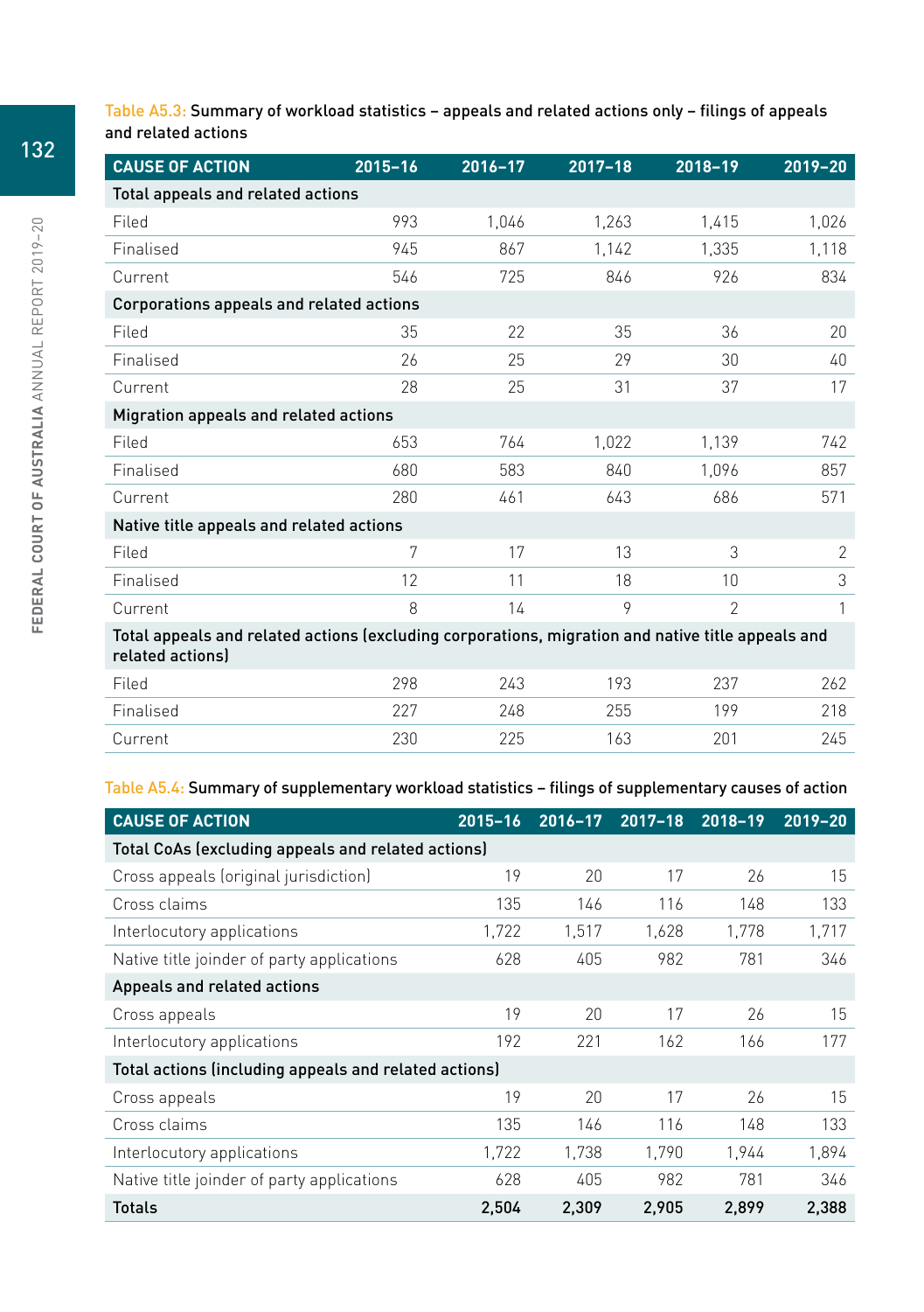Table A5.3: Summary of workload statistics – appeals and related actions only – filings of appeals and related actions

| CAUSE OF ACTION | 2015–16 | 2016–17 | 2017–18 | 2018–19 | 2019–20 |
|---|---|---|---|---|---|
| **Total appeals and related actions** | | | | | |
| Filed | 993 | 1,046 | 1,263 | 1,415 | 1,026 |
| Finalised | 945 | 867 | 1,142 | 1,335 | 1,118 |
| Current | 546 | 725 | 846 | 926 | 834 |
| **Corporations appeals and related actions** | | | | | |
| Filed | 35 | 22 | 35 | 36 | 20 |
| Finalised | 26 | 25 | 29 | 30 | 40 |
| Current | 28 | 25 | 31 | 37 | 17 |
| **Migration appeals and related actions** | | | | | |
| Filed | 653 | 764 | 1,022 | 1,139 | 742 |
| Finalised | 680 | 583 | 840 | 1,096 | 857 |
| Current | 280 | 461 | 643 | 686 | 571 |
| **Native title appeals and related actions** | | | | | |
| Filed | 7 | 17 | 13 | 3 | 2 |
| Finalised | 12 | 11 | 18 | 10 | 3 |
| Current | 8 | 14 | 9 | 2 | 1 |
| **Total appeals and related actions (excluding corporations, migration and native title appeals and related actions)** | | | | | |
| Filed | 298 | 243 | 193 | 237 | 262 |
| Finalised | 227 | 248 | 255 | 199 | 218 |
| Current | 230 | 225 | 163 | 201 | 245 |

Table A5.4: Summary of supplementary workload statistics – filings of supplementary causes of action

| CAUSE OF ACTION | 2015–16 | 2016–17 | 2017–18 | 2018–19 | 2019–20 |
|---|---|---|---|---|---|
| **Total CoAs (excluding appeals and related actions)** | | | | | |
| Cross appeals (original jurisdiction) | 19 | 20 | 17 | 26 | 15 |
| Cross claims | 135 | 146 | 116 | 148 | 133 |
| Interlocutory applications | 1,722 | 1,517 | 1,628 | 1,778 | 1,717 |
| Native title joinder of party applications | 628 | 405 | 982 | 781 | 346 |
| **Appeals and related actions** | | | | | |
| Cross appeals | 19 | 20 | 17 | 26 | 15 |
| Interlocutory applications | 192 | 221 | 162 | 166 | 177 |
| **Total actions (including appeals and related actions)** | | | | | |
| Cross appeals | 19 | 20 | 17 | 26 | 15 |
| Cross claims | 135 | 146 | 116 | 148 | 133 |
| Interlocutory applications | 1,722 | 1,738 | 1,790 | 1,944 | 1,894 |
| Native title joinder of party applications | 628 | 405 | 982 | 781 | 346 |
| **Totals** | **2,504** | **2,309** | **2,905** | **2,899** | **2,388** |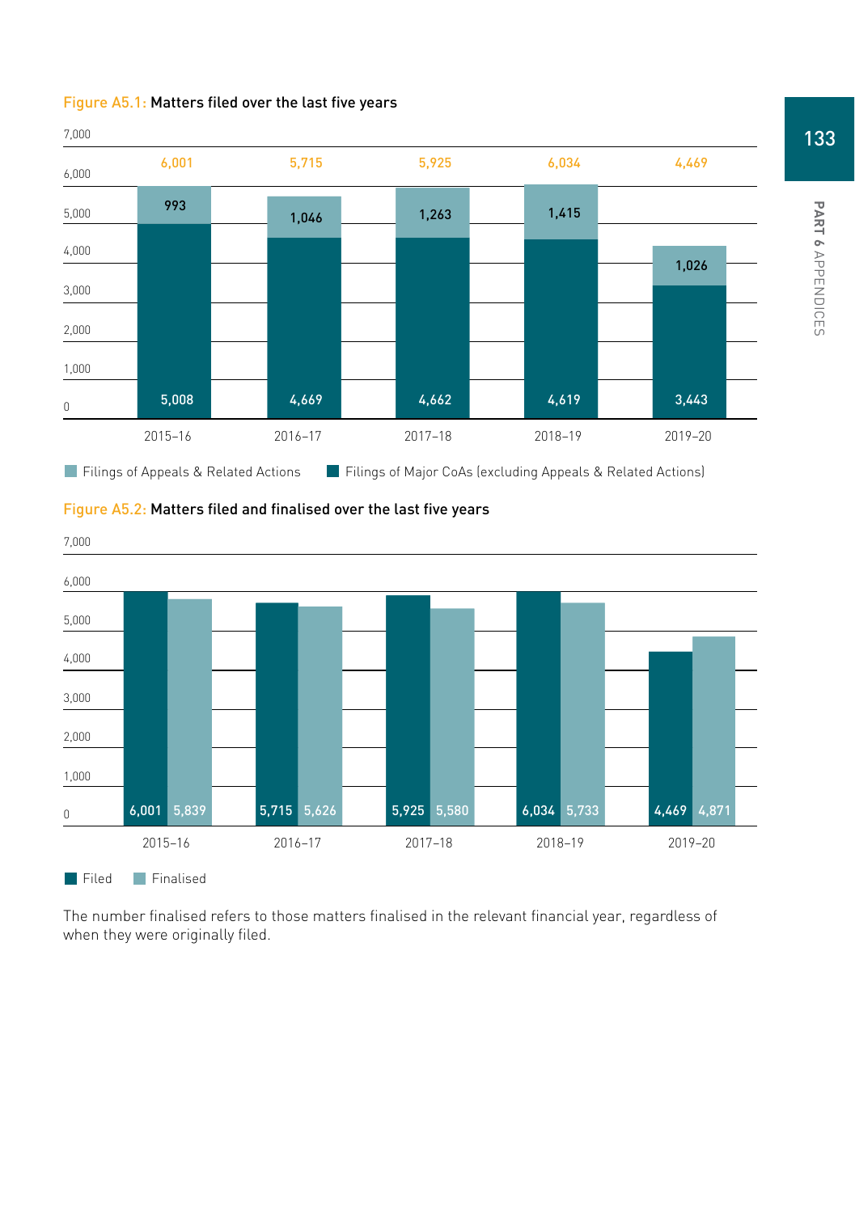**Figure A5.1: Matters filed over the last five years**

| Year | Filings of Major CoAs (excluding Appeals & Related Actions) | Filings of Appeals & Related Actions | Total |
|---|---|---|---|
| 2015–16 | 5,008 | 993 | 6,001 |
| 2016–17 | 4,669 | 1,046 | 5,715 |
| 2017–18 | 4,662 | 1,263 | 5,925 |
| 2018–19 | 4,619 | 1,415 | 6,034 |
| 2019–20 | 3,443 | 1,026 | 4,469 |

**Figure A5.2: Matters filed and finalised over the last five years**

| Year | Filed | Finalised |
|---|---|---|
| 2015–16 | 6,001 | 5,839 |
| 2016–17 | 5,715 | 5,626 |
| 2017–18 | 5,925 | 5,580 |
| 2018–19 | 6,034 | 5,733 |
| 2019–20 | 4,469 | 4,871 |

The number finalised refers to those matters finalised in the relevant financial year, regardless of when they were originally filed.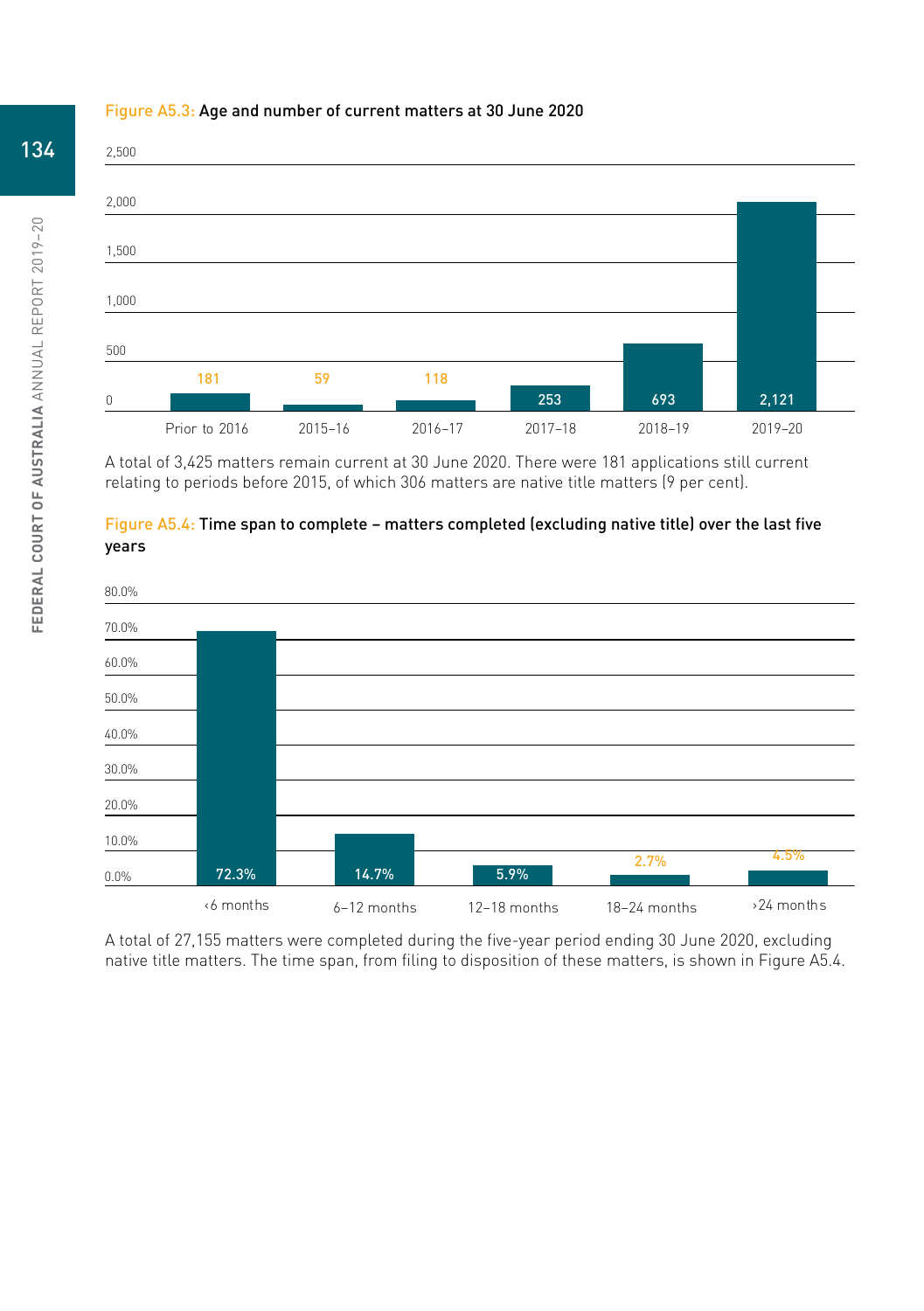**Figure A5.3: Age and number of current matters at 30 June 2020**

| Period | Number of matters |
|---|---|
| Prior to 2016 | 181 |
| 2015–16 | 59 |
| 2016–17 | 118 |
| 2017–18 | 253 |
| 2018–19 | 693 |
| 2019–20 | 2,121 |

A total of 3,425 matters remain current at 30 June 2020. There were 181 applications still current relating to periods before 2015, of which 306 matters are native title matters (9 per cent).

**Figure A5.4: Time span to complete – matters completed (excluding native title) over the last five years**

| Time span | Percentage |
|---|---|
| <6 months | 72.3% |
| 6–12 months | 14.7% |
| 12–18 months | 5.9% |
| 18–24 months | 2.7% |
| >24 months | 4.5% |

A total of 27,155 matters were completed during the five-year period ending 30 June 2020, excluding native title matters. The time span, from filing to disposition of these matters, is shown in Figure A5.4.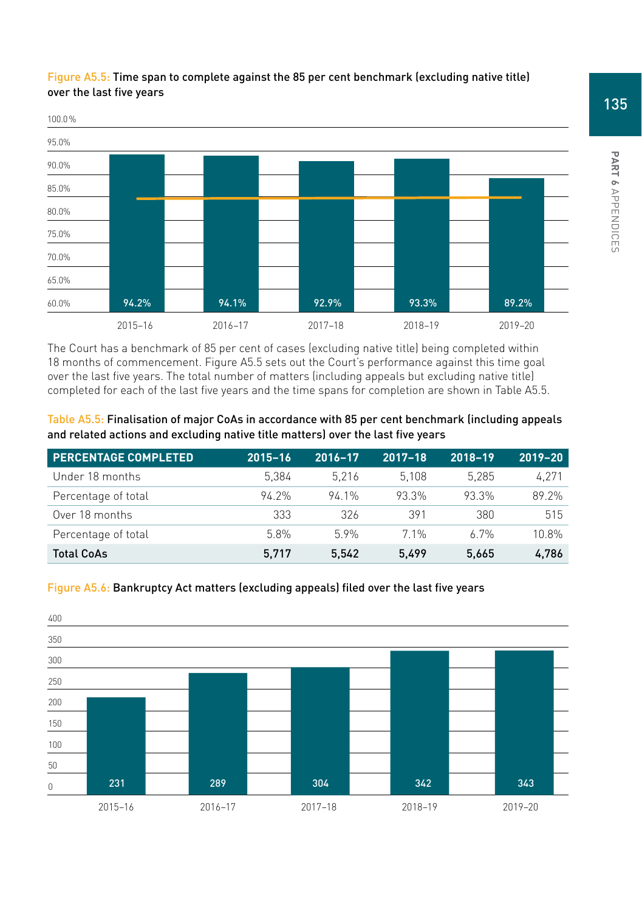Figure A5.5: **Time span to complete against the 85 per cent benchmark (excluding native title) over the last five years**

| Year | Percentage |
|---|---|
| 2015–16 | 94.2% |
| 2016–17 | 94.1% |
| 2017–18 | 92.9% |
| 2018–19 | 93.3% |
| 2019–20 | 89.2% |

The Court has a benchmark of 85 per cent of cases (excluding native title) being completed within 18 months of commencement. Figure A5.5 sets out the Court's performance against this time goal over the last five years. The total number of matters (including appeals but excluding native title) completed for each of the last five years and the time spans for completion are shown in Table A5.5.

Table A5.5: **Finalisation of major CoAs in accordance with 85 per cent benchmark (including appeals and related actions and excluding native title matters) over the last five years**

| PERCENTAGE COMPLETED | 2015–16 | 2016–17 | 2017–18 | 2018–19 | 2019–20 |
|---|---|---|---|---|---|
| Under 18 months | 5,384 | 5,216 | 5,108 | 5,285 | 4,271 |
| Percentage of total | 94.2% | 94.1% | 93.3% | 93.3% | 89.2% |
| Over 18 months | 333 | 326 | 391 | 380 | 515 |
| Percentage of total | 5.8% | 5.9% | 7.1% | 6.7% | 10.8% |
| **Total CoAs** | **5,717** | **5,542** | **5,499** | **5,665** | **4,786** |

Figure A5.6: **Bankruptcy Act matters (excluding appeals) filed over the last five years**

| Year | Matters filed |
|---|---|
| 2015–16 | 231 |
| 2016–17 | 289 |
| 2017–18 | 304 |
| 2018–19 | 342 |
| 2019–20 | 343 |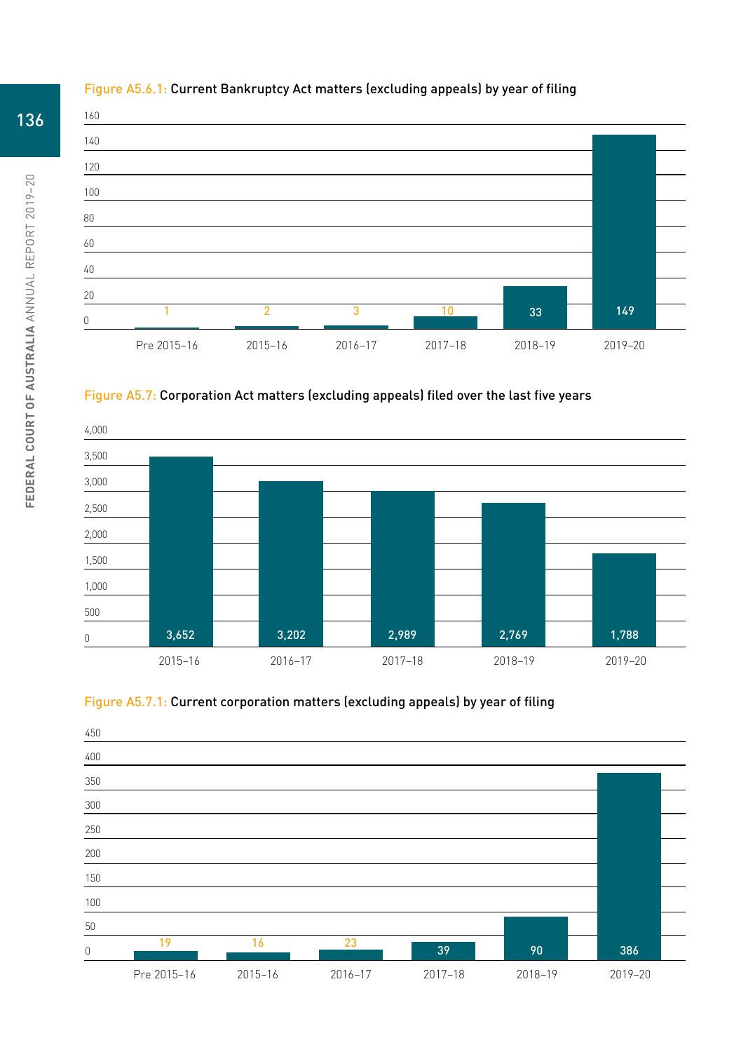**Figure A5.6.1:** Current Bankruptcy Act matters (excluding appeals) by year of filing

| Year of filing | Matters |
|---|---|
| Pre 2015–16 | 1 |
| 2015–16 | 2 |
| 2016–17 | 3 |
| 2017–18 | 10 |
| 2018–19 | 33 |
| 2019–20 | 149 |

**Figure A5.7:** Corporation Act matters (excluding appeals) filed over the last five years

| Year | Matters |
|---|---|
| 2015–16 | 3,652 |
| 2016–17 | 3,202 |
| 2017–18 | 2,989 |
| 2018–19 | 2,769 |
| 2019–20 | 1,788 |

**Figure A5.7.1:** Current corporation matters (excluding appeals) by year of filing

| Year of filing | Matters |
|---|---|
| Pre 2015–16 | 19 |
| 2015–16 | 16 |
| 2016–17 | 23 |
| 2017–18 | 39 |
| 2018–19 | 90 |
| 2019–20 | 386 |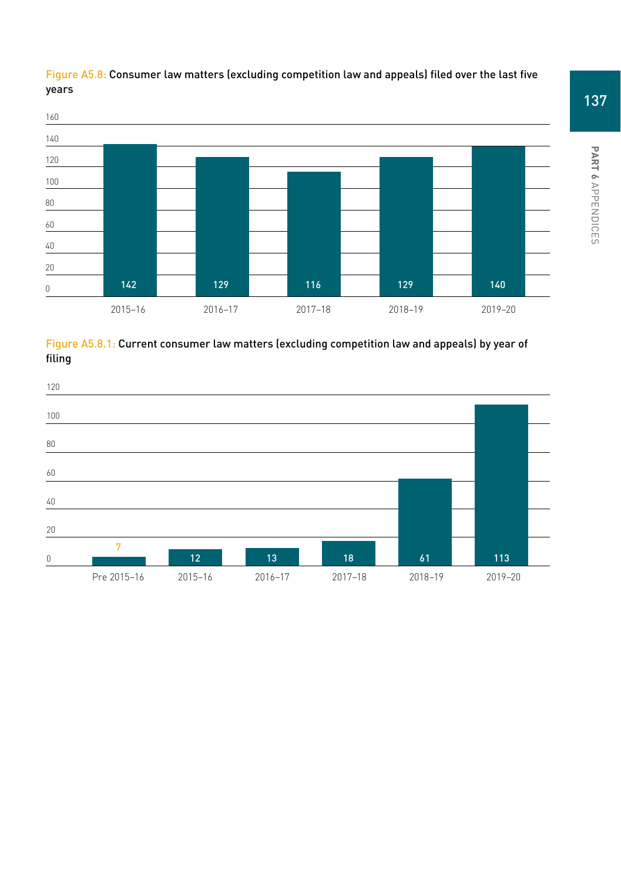Figure A5.8: Consumer law matters (excluding competition law and appeals) filed over the last five years

| Year | Matters filed |
|---|---|
| 2015–16 | 142 |
| 2016–17 | 129 |
| 2017–18 | 116 |
| 2018–19 | 129 |
| 2019–20 | 140 |

Figure A5.8.1: Current consumer law matters (excluding competition law and appeals) by year of filing

| Year of filing | Current matters |
|---|---|
| Pre 2015–16 | 7 |
| 2015–16 | 12 |
| 2016–17 | 13 |
| 2017–18 | 18 |
| 2018–19 | 61 |
| 2019–20 | 113 |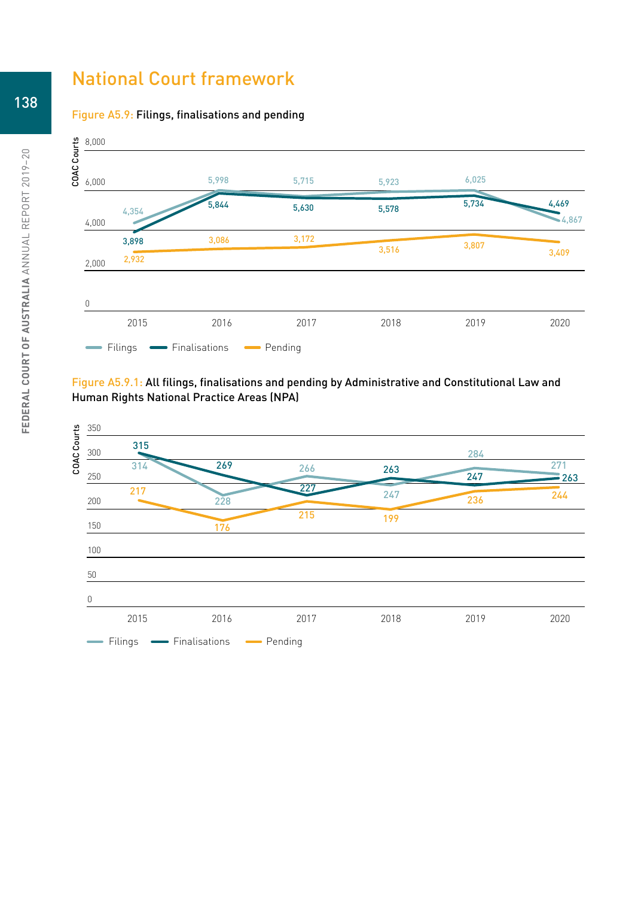# National Court framework

Figure A5.9: Filings, finalisations and pending

| | 2015 | 2016 | 2017 | 2018 | 2019 | 2020 |
|---|---|---|---|---|---|---|
| Filings | 4,354 | 5,998 | 5,715 | 5,923 | 6,025 | 4,867 |
| Finalisations | 3,898 | 5,844 | 5,630 | 5,578 | 5,734 | 4,469 |
| Pending | 2,932 | 3,086 | 3,172 | 3,516 | 3,807 | 3,409 |

Figure A5.9.1: All filings, finalisations and pending by Administrative and Constitutional Law and Human Rights National Practice Areas (NPA)

| | 2015 | 2016 | 2017 | 2018 | 2019 | 2020 |
|---|---|---|---|---|---|---|
| Filings | 314 | 228 | 266 | 247 | 284 | 271 |
| Finalisations | 315 | 269 | 227 | 263 | 247 | 263 |
| Pending | 217 | 176 | 215 | 199 | 236 | 244 |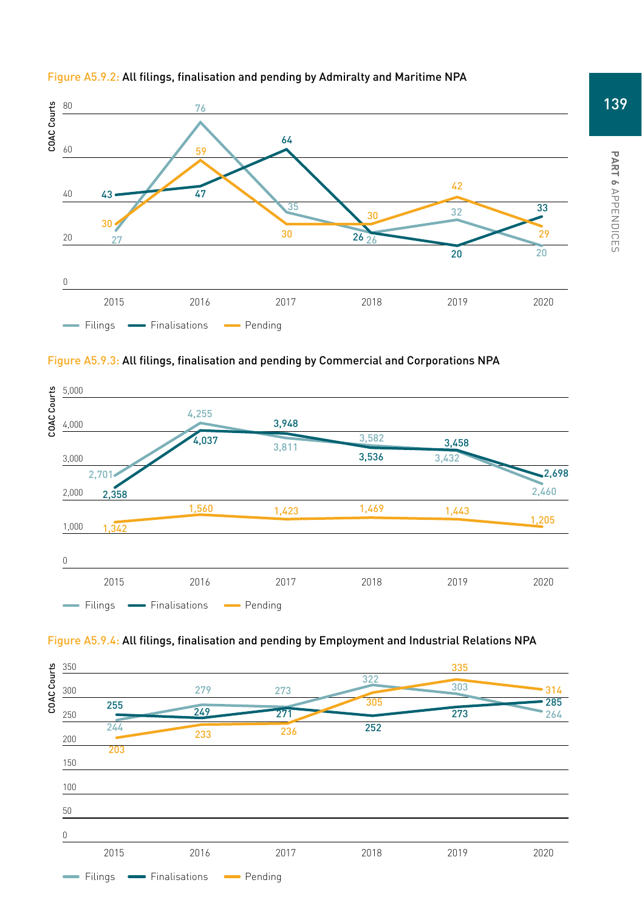Figure A5.9.2: All filings, finalisation and pending by Admiralty and Maritime NPA

| Year | Filings | Finalisations | Pending |
|---|---|---|---|
| 2015 | 27 | 43 | 30 |
| 2016 | 76 | 47 | 59 |
| 2017 | 35 | 64 | 30 |
| 2018 | 26 | 26 | 30 |
| 2019 | 32 | 20 | 42 |
| 2020 | 20 | 33 | 29 |

Figure A5.9.3: All filings, finalisation and pending by Commercial and Corporations NPA

| Year | Filings | Finalisations | Pending |
|---|---|---|---|
| 2015 | 2,701 | 2,358 | 1,342 |
| 2016 | 4,255 | 4,037 | 1,560 |
| 2017 | 3,811 | 3,948 | 1,423 |
| 2018 | 3,582 | 3,536 | 1,469 |
| 2019 | 3,432 | 3,458 | 1,443 |
| 2020 | 2,460 | 2,698 | 1,205 |

Figure A5.9.4: All filings, finalisation and pending by Employment and Industrial Relations NPA

| Year | Filings | Finalisations | Pending |
|---|---|---|---|
| 2015 | 244 | 255 | 203 |
| 2016 | 279 | 249 | 233 |
| 2017 | 273 | 271 | 236 |
| 2018 | 322 | 252 | 305 |
| 2019 | 303 | 273 | 335 |
| 2020 | 264 | 285 | 314 |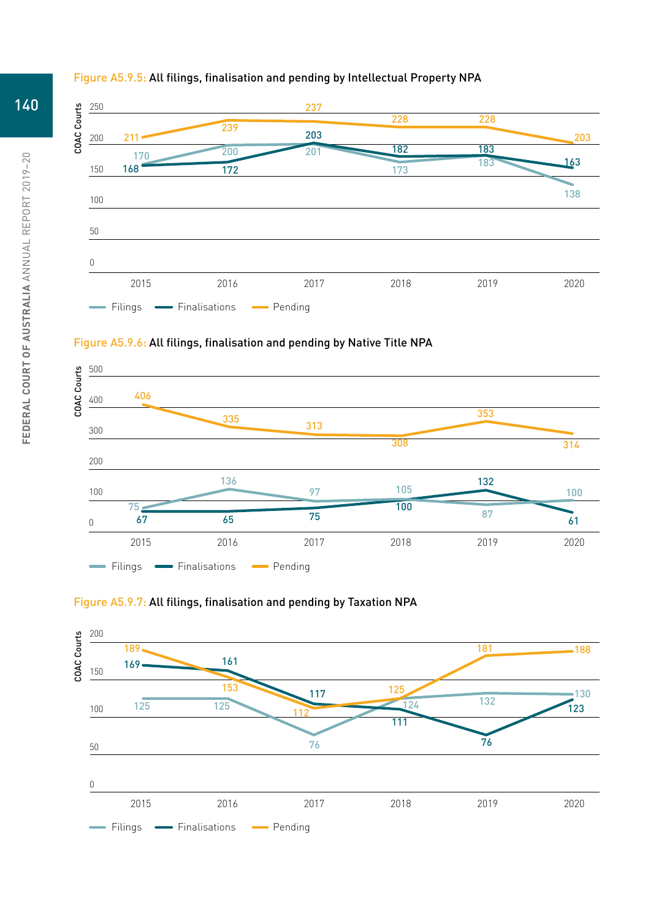Figure A5.9.5: All filings, finalisation and pending by Intellectual Property NPA

| Year | Filings | Finalisations | Pending |
|---|---|---|---|
| 2015 | 170 | 168 | 211 |
| 2016 | 200 | 172 | 239 |
| 2017 | 201 | 203 | 237 |
| 2018 | 173 | 182 | 228 |
| 2019 | 183 | 183 | 228 |
| 2020 | 138 | 163 | 203 |

Figure A5.9.6: All filings, finalisation and pending by Native Title NPA

| Year | Filings | Finalisations | Pending |
|---|---|---|---|
| 2015 | 75 | 67 | 406 |
| 2016 | 136 | 65 | 335 |
| 2017 | 97 | 75 | 313 |
| 2018 | 105 | 100 | 308 |
| 2019 | 87 | 132 | 353 |
| 2020 | 100 | 61 | 314 |

Figure A5.9.7: All filings, finalisation and pending by Taxation NPA

| Year | Filings | Finalisations | Pending |
|---|---|---|---|
| 2015 | 125 | 169 | 189 |
| 2016 | 125 | 161 | 153 |
| 2017 | 76 | 117 | 112 |
| 2018 | 124 | 111 | 125 |
| 2019 | 132 | 76 | 181 |
| 2020 | 130 | 123 | 188 |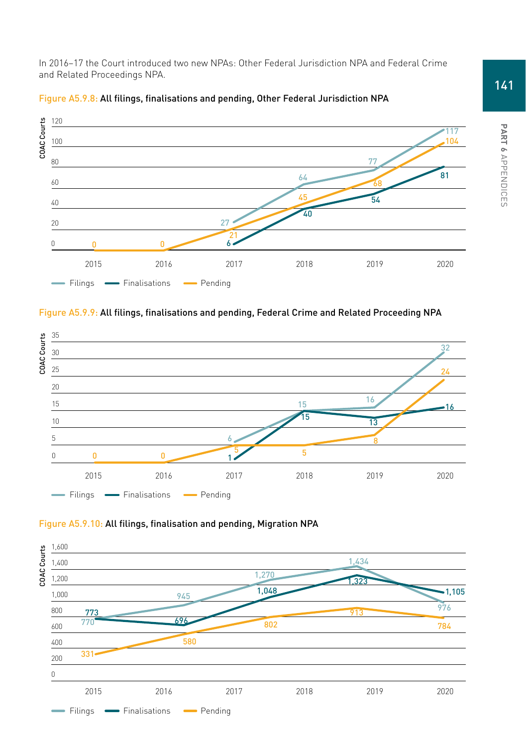In 2016–17 the Court introduced two new NPAs: Other Federal Jurisdiction NPA and Federal Crime and Related Proceedings NPA.

Figure A5.9.8: **All filings, finalisations and pending, Other Federal Jurisdiction NPA**

COAC Courts

120
100
80
60
40
20
0

0 0 27 21 6 64 45 40 77 68 54 117 104 81

2015 2016 2017 2018 2019 2020

Filings Finalisations Pending

Figure A5.9.9: **All filings, finalisations and pending, Federal Crime and Related Proceeding NPA**

COAC Courts

35
30
25
20
15
10
5
0

0 0 6 5 1 15 15 5 16 13 8 32 24 16

2015 2016 2017 2018 2019 2020

Filings Finalisations Pending

Figure A5.9.10: **All filings, finalisation and pending, Migration NPA**

COAC Courts

1,600
1,400
1,200
1,000
800
600
400
200
0

773 770 331 945 696 580 1,270 1,048 802 1,434 1,323 913 1,105 976 784

2015 2016 2017 2018 2019 2020

Filings Finalisations Pending